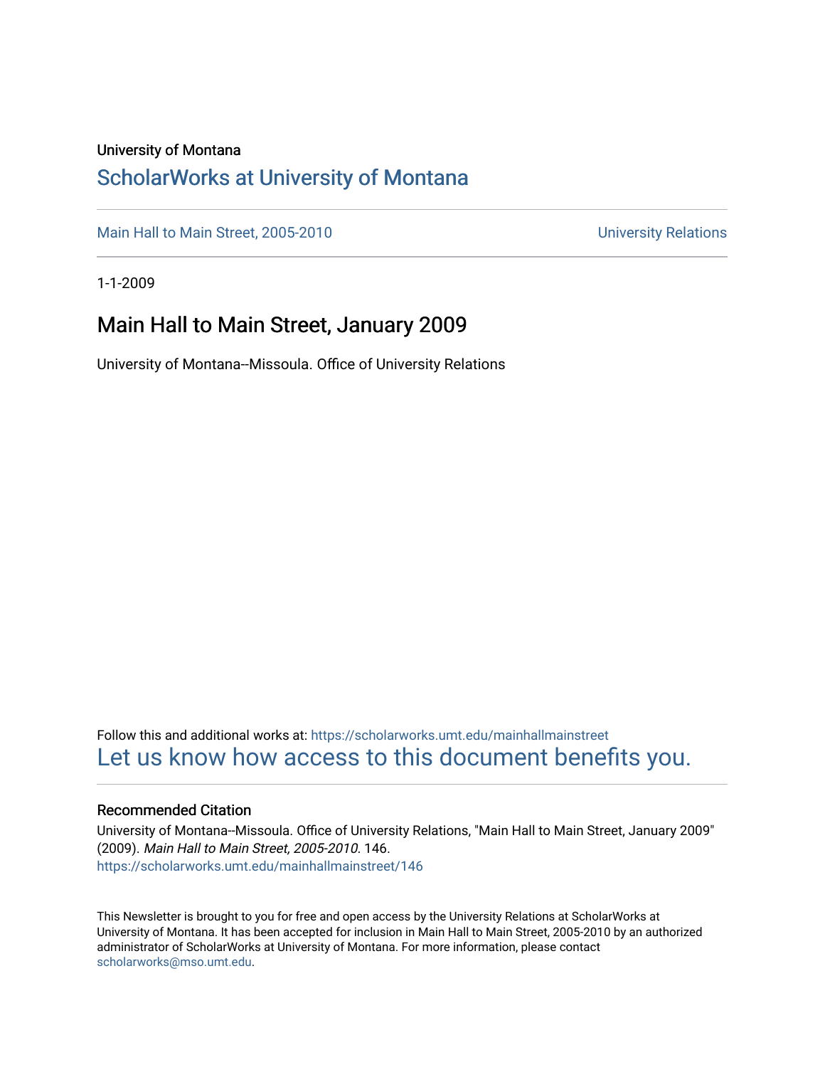University of Montana

# ScholarWorks at University of Montana

Main Hall to Main Street, 2005-2010

University Relations

1-1-2009

## Main Hall to Main Street, January 2009

University of Montana--Missoula. Office of University Relations

Follow this and additional works at: https://scholarworks.umt.edu/mainhallmainstreet

Let us know how access to this document benefits you.

### Recommended Citation

University of Montana--Missoula. Office of University Relations, "Main Hall to Main Street, January 2009" (2009). *Main Hall to Main Street, 2005-2010*. 146.
https://scholarworks.umt.edu/mainhallmainstreet/146

This Newsletter is brought to you for free and open access by the University Relations at ScholarWorks at University of Montana. It has been accepted for inclusion in Main Hall to Main Street, 2005-2010 by an authorized administrator of ScholarWorks at University of Montana. For more information, please contact scholarworks@mso.umt.edu.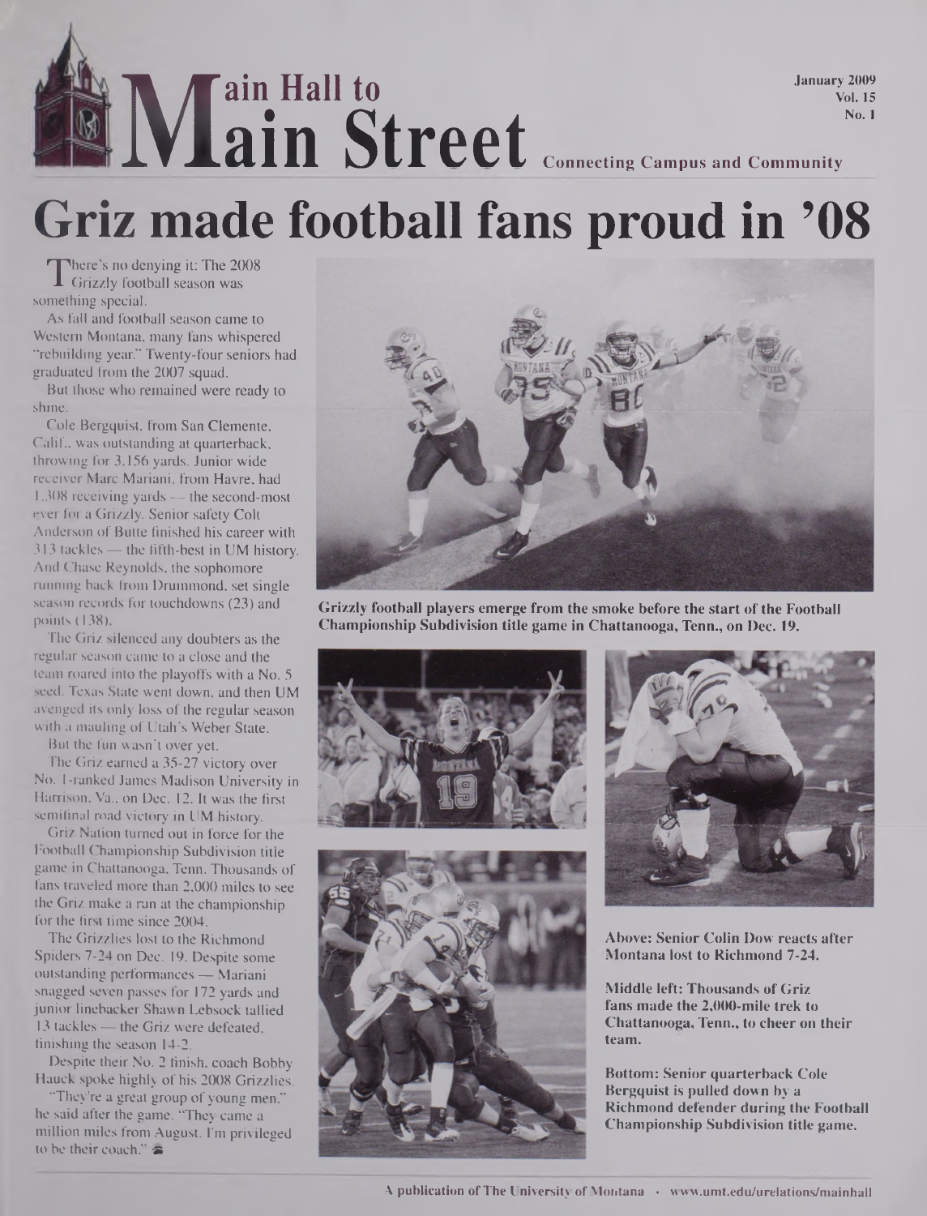# Main Hall to Main Street

January 2009
Vol. 15
No. 1

Connecting Campus and Community

# Griz made football fans proud in '08

There's no denying it: The 2008 Grizzly football season was something special.

As fall and football season came to Western Montana, many fans whispered "rebuilding year." Twenty-four seniors had graduated from the 2007 squad.

But those who remained were ready to shine.

Cole Bergquist, from San Clemente, Calif., was outstanding at quarterback, throwing for 3,156 yards. Junior wide receiver Marc Mariani, from Havre, had 1,308 receiving yards — the second-most ever for a Grizzly. Senior safety Colt Anderson of Butte finished his career with 313 tackles — the fifth-best in UM history. And Chase Reynolds, the sophomore running back from Drummond, set single season records for touchdowns (23) and points (138).

The Griz silenced any doubters as the regular season came to a close and the team roared into the playoffs with a No. 5 seed. Texas State went down, and then UM avenged its only loss of the regular season with a mauling of Utah's Weber State.

But the fun wasn't over yet.

The Griz earned a 35-27 victory over No. 1-ranked James Madison University in Harrison, Va., on Dec. 12. It was the first semifinal road victory in UM history.

Griz Nation turned out in force for the Football Championship Subdivision title game in Chattanooga, Tenn. Thousands of fans traveled more than 2,000 miles to see the Griz make a run at the championship for the first time since 2004.

The Grizzlies lost to the Richmond Spiders 7-24 on Dec. 19. Despite some outstanding performances — Mariani snagged seven passes for 172 yards and junior linebacker Shawn Lebsock tallied 13 tackles — the Griz were defeated, finishing the season 14-2.

Despite their No. 2 finish, coach Bobby Hauck spoke highly of his 2008 Grizzlies.

"They're a great group of young men," he said after the game. "They came a million miles from August. I'm privileged to be their coach."

**Grizzly football players emerge from the smoke before the start of the Football Championship Subdivision title game in Chattanooga, Tenn., on Dec. 19.**

**Above: Senior Colin Dow reacts after Montana lost to Richmond 7-24.**

**Middle left: Thousands of Griz fans made the 2,000-mile trek to Chattanooga, Tenn., to cheer on their team.**

**Bottom: Senior quarterback Cole Bergquist is pulled down by a Richmond defender during the Football Championship Subdivision title game.**

A publication of The University of Montana · www.umt.edu/urelations/mainhall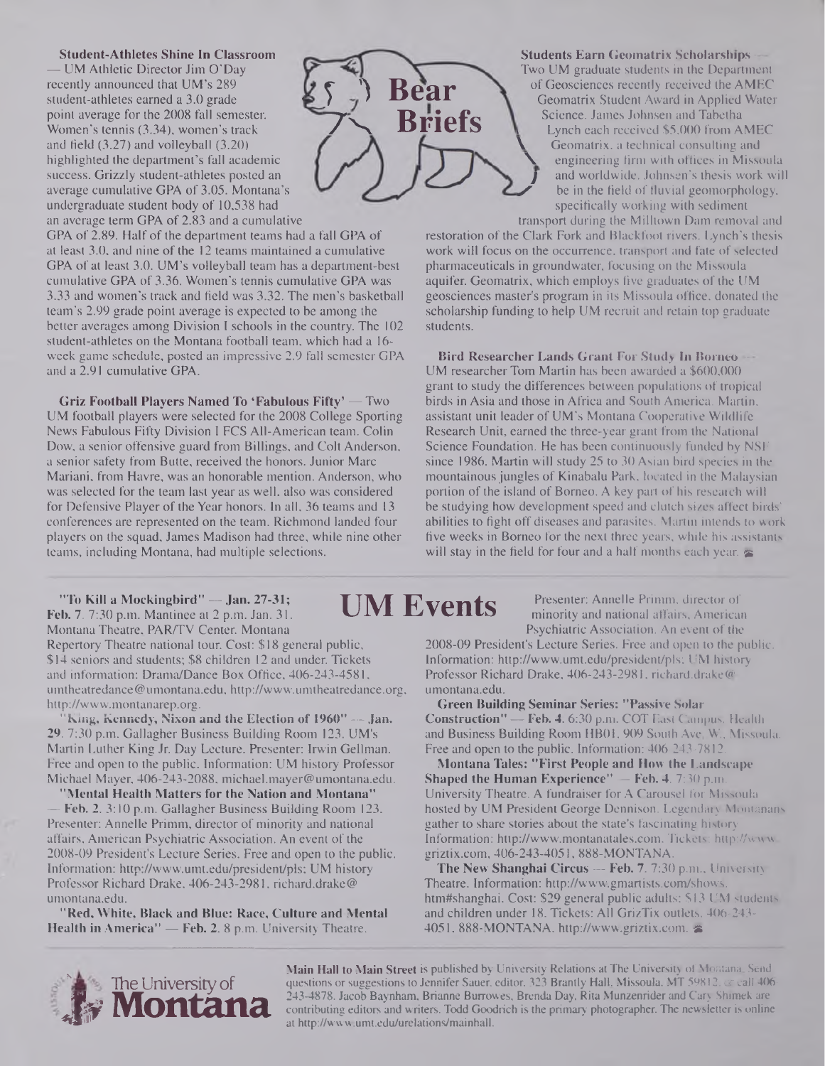# Bear Briefs

**Student-Athletes Shine In Classroom** — UM Athletic Director Jim O'Day recently announced that UM's 289 student-athletes earned a 3.0 grade point average for the 2008 fall semester. Women's tennis (3.34), women's track and field (3.27) and volleyball (3.20) highlighted the department's fall academic success. Grizzly student-athletes posted an average cumulative GPA of 3.05. Montana's undergraduate student body of 10,538 had an average term GPA of 2.83 and a cumulative GPA of 2.89. Half of the department teams had a fall GPA of at least 3.0, and nine of the 12 teams maintained a cumulative GPA of at least 3.0. UM's volleyball team has a department-best cumulative GPA of 3.36. Women's tennis cumulative GPA was 3.33 and women's track and field was 3.32. The men's basketball team's 2.99 grade point average is expected to be among the better averages among Division I schools in the country. The 102 student-athletes on the Montana football team, which had a 16-week game schedule, posted an impressive 2.9 fall semester GPA and a 2.91 cumulative GPA.

**Griz Football Players Named To 'Fabulous Fifty'** — Two UM football players were selected for the 2008 College Sporting News Fabulous Fifty Division I FCS All-American team. Colin Dow, a senior offensive guard from Billings, and Colt Anderson, a senior safety from Butte, received the honors. Junior Marc Mariani, from Havre, was an honorable mention. Anderson, who was selected for the team last year as well, also was considered for Defensive Player of the Year honors. In all, 36 teams and 13 conferences are represented on the team. Richmond landed four players on the squad, James Madison had three, while nine other teams, including Montana, had multiple selections.

**Students Earn Geomatrix Scholarships** — Two UM graduate students in the Department of Geosciences recently received the AMEC Geomatrix Student Award in Applied Water Science. James Johnsen and Tabetha Lynch each received $5,000 from AMEC Geomatrix, a technical consulting and engineering firm with offices in Missoula and worldwide. Johnsen's thesis work will be in the field of fluvial geomorphology, specifically working with sediment transport during the Milltown Dam removal and restoration of the Clark Fork and Blackfoot rivers. Lynch's thesis work will focus on the occurrence, transport and fate of selected pharmaceuticals in groundwater, focusing on the Missoula aquifer. Geomatrix, which employs five graduates of the UM geosciences master's program in its Missoula office, donated the scholarship funding to help UM recruit and retain top graduate students.

**Bird Researcher Lands Grant For Study In Borneo** — UM researcher Tom Martin has been awarded a $600,000 grant to study the differences between populations of tropical birds in Asia and those in Africa and South America. Martin, assistant unit leader of UM's Montana Cooperative Wildlife Research Unit, earned the three-year grant from the National Science Foundation. He has been continuously funded by NSF since 1986. Martin will study 25 to 30 Asian bird species in the mountainous jungles of Kinabalu Park, located in the Malaysian portion of the island of Borneo. A key part of his research will be studying how development speed and clutch sizes affect birds' abilities to fight off diseases and parasites. Martin intends to work five weeks in Borneo for the next three years, while his assistants will stay in the field for four and a half months each year.

# UM Events

**"To Kill a Mockingbird" — Jan. 27-31; Feb. 7.** 7:30 p.m. Mantinee at 2 p.m. Jan. 31. Montana Theatre, PAR/TV Center. Montana Repertory Theatre national tour. Cost: $18 general public, $14 seniors and students; $8 children 12 and under. Tickets and information: Drama/Dance Box Office, 406-243-4581, umtheatredance@umontana.edu, http://www.umtheatredance.org, http://www.montanarep.org.

**"King, Kennedy, Nixon and the Election of 1960" — Jan. 29.** 7:30 p.m. Gallagher Business Building Room 123. UM's Martin Luther King Jr. Day Lecture. Presenter: Irwin Gellman. Free and open to the public. Information: UM history Professor Michael Mayer, 406-243-2088, michael.mayer@umontana.edu.

**"Mental Health Matters for the Nation and Montana" — Feb. 2.** 3:10 p.m. Gallagher Business Building Room 123. Presenter: Annelle Primm, director of minority and national affairs, American Psychiatric Association. An event of the 2008-09 President's Lecture Series. Free and open to the public. Information: http://www.umt.edu/president/pls; UM history Professor Richard Drake, 406-243-2981, richard.drake@umontana.edu.

**"Red, White, Black and Blue: Race, Culture and Mental Health in America" — Feb. 2.** 8 p.m. University Theatre. Presenter: Annelle Primm, director of minority and national affairs, American Psychiatric Association. An event of the 2008-09 President's Lecture Series. Free and open to the public. Information: http://www.umt.edu/president/pls; UM history Professor Richard Drake, 406-243-2981, richard.drake@umontana.edu.

**Green Building Seminar Series: "Passive Solar Construction" — Feb. 4.** 6:30 p.m. COT East Campus, Health and Business Building Room HB01, 909 South Ave. W., Missoula. Free and open to the public. Information: 406-243-7812.

**Montana Tales: "First People and How the Landscape Shaped the Human Experience" — Feb. 4.** 7:30 p.m. University Theatre. A fundraiser for A Carousel for Missoula hosted by UM President George Dennison. Legendary Montanans gather to share stories about the state's fascinating history. Information: http://www.montanatales.com. Tickets: http://www.griztix.com, 406-243-4051, 888-MONTANA.

**The New Shanghai Circus — Feb. 7.** 7:30 p.m., University Theatre. Information: http://www.gmartists.com/shows.htm#shanghai. Cost: $29 general public adults; $13 UM students and children under 18. Tickets: All GrizTix outlets, 406-243-4051, 888-MONTANA, http://www.griztix.com.

The University of Montana

**Main Hall to Main Street** is published by University Relations at The University of Montana. Send questions or suggestions to Jennifer Sauer, editor, 323 Brantly Hall, Missoula, MT 59812, or call 406-243-4878. Jacob Baynham, Brianne Burrowes, Brenda Day, Rita Munzenrider and Cary Shimek are contributing editors and writers. Todd Goodrich is the primary photographer. The newsletter is online at http://www.umt.edu/urelations/mainhall.